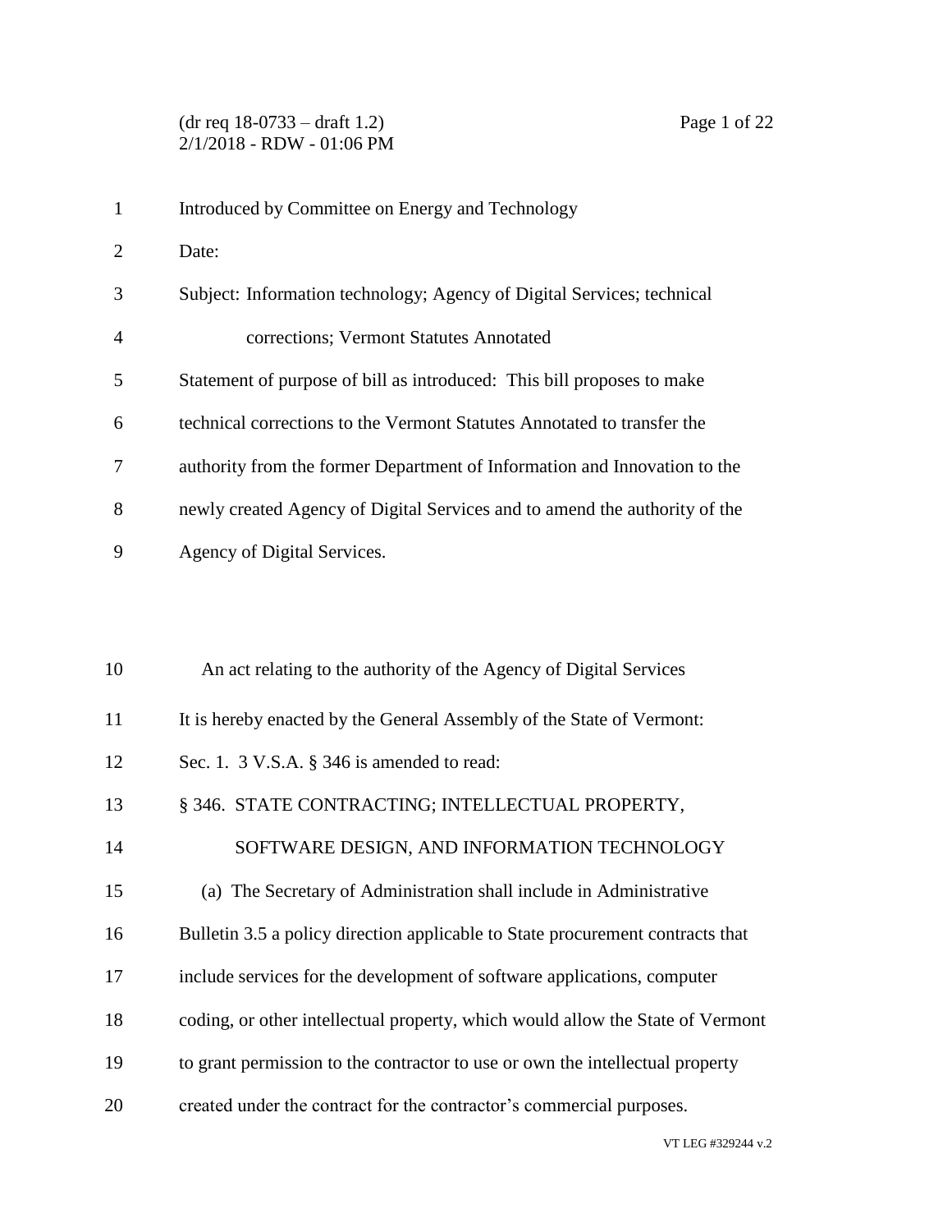(dr req 18-0733 – draft 1.2)
2/1/2018 - RDW - 01:06 PM

Introduced by Committee on Energy and Technology

Date:

Subject: Information technology; Agency of Digital Services; technical corrections; Vermont Statutes Annotated

Statement of purpose of bill as introduced: This bill proposes to make technical corrections to the Vermont Statutes Annotated to transfer the authority from the former Department of Information and Innovation to the newly created Agency of Digital Services and to amend the authority of the Agency of Digital Services.

An act relating to the authority of the Agency of Digital Services

It is hereby enacted by the General Assembly of the State of Vermont:

Sec. 1. 3 V.S.A. § 346 is amended to read:

§ 346. STATE CONTRACTING; INTELLECTUAL PROPERTY, SOFTWARE DESIGN, AND INFORMATION TECHNOLOGY

(a) The Secretary of Administration shall include in Administrative Bulletin 3.5 a policy direction applicable to State procurement contracts that include services for the development of software applications, computer coding, or other intellectual property, which would allow the State of Vermont to grant permission to the contractor to use or own the intellectual property created under the contract for the contractor's commercial purposes.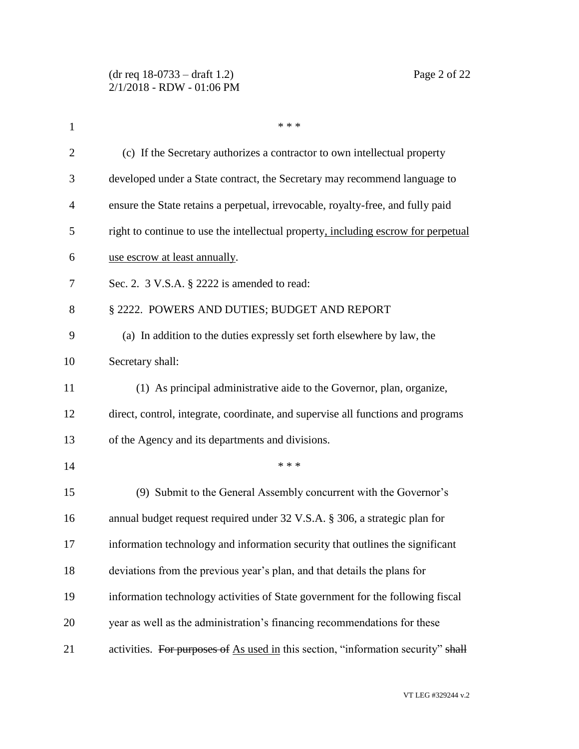\* \* \*

(c) If the Secretary authorizes a contractor to own intellectual property developed under a State contract, the Secretary may recommend language to ensure the State retains a perpetual, irrevocable, royalty-free, and fully paid right to continue to use the intellectual property<u>, including escrow for perpetual use escrow at least annually</u>.

Sec. 2. 3 V.S.A. § 2222 is amended to read:

§ 2222. POWERS AND DUTIES; BUDGET AND REPORT

(a) In addition to the duties expressly set forth elsewhere by law, the Secretary shall:

(1) As principal administrative aide to the Governor, plan, organize, direct, control, integrate, coordinate, and supervise all functions and programs of the Agency and its departments and divisions.

\* \* \*

(9) Submit to the General Assembly concurrent with the Governor's annual budget request required under 32 V.S.A. § 306, a strategic plan for information technology and information security that outlines the significant deviations from the previous year's plan, and that details the plans for information technology activities of State government for the following fiscal year as well as the administration's financing recommendations for these activities. ~~For purposes of~~ <u>As used in</u> this section, "information security" ~~shall~~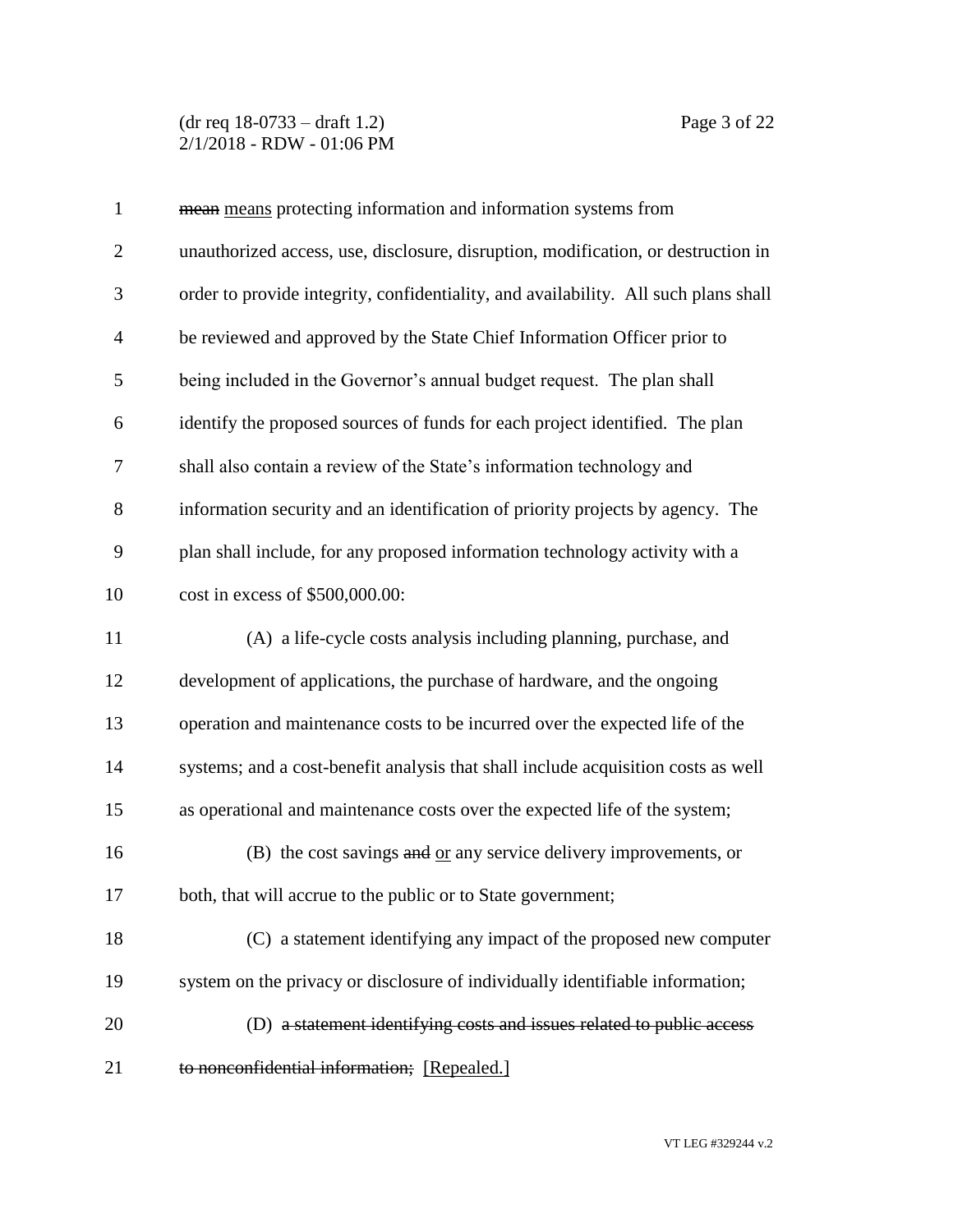~~mean~~ <u>means</u> protecting information and information systems from unauthorized access, use, disclosure, disruption, modification, or destruction in order to provide integrity, confidentiality, and availability. All such plans shall be reviewed and approved by the State Chief Information Officer prior to being included in the Governor's annual budget request. The plan shall identify the proposed sources of funds for each project identified. The plan shall also contain a review of the State's information technology and information security and an identification of priority projects by agency. The plan shall include, for any proposed information technology activity with a cost in excess of $500,000.00:

(A) a life-cycle costs analysis including planning, purchase, and development of applications, the purchase of hardware, and the ongoing operation and maintenance costs to be incurred over the expected life of the systems; and a cost-benefit analysis that shall include acquisition costs as well as operational and maintenance costs over the expected life of the system;

(B) the cost savings ~~and~~ <u>or</u> any service delivery improvements, or both, that will accrue to the public or to State government;

(C) a statement identifying any impact of the proposed new computer system on the privacy or disclosure of individually identifiable information;

(D) ~~a statement identifying costs and issues related to public access to nonconfidential information;~~ <u>[Repealed.]</u>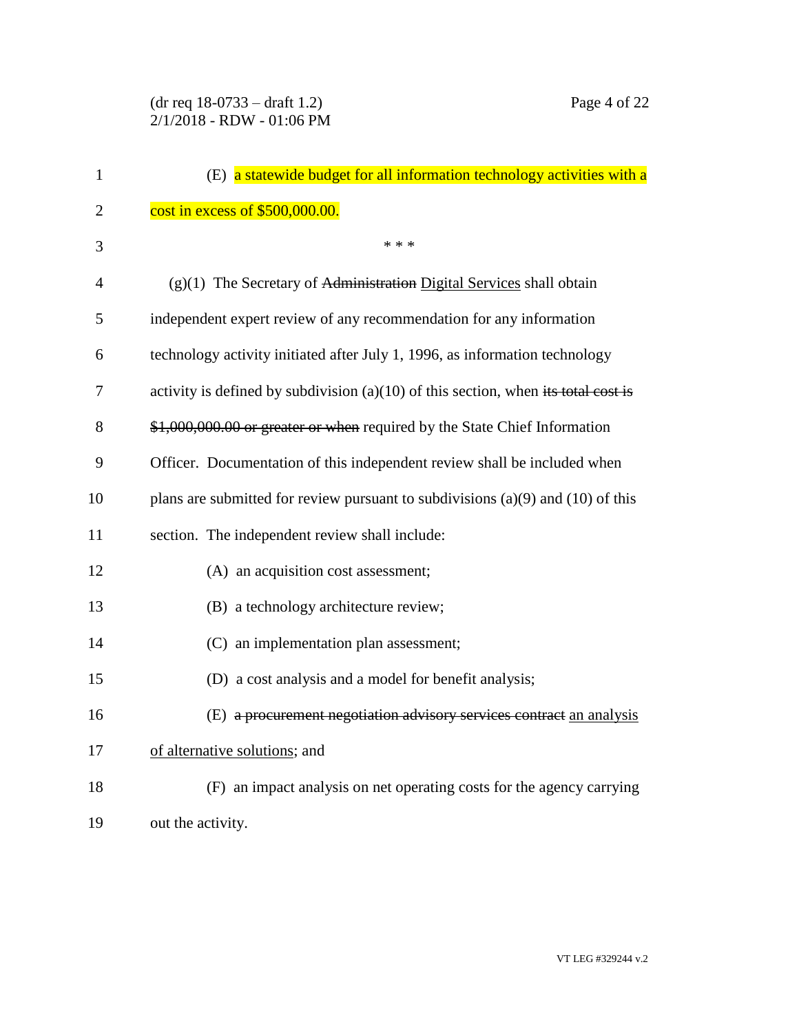(E) a statewide budget for all information technology activities with a cost in excess of $500,000.00.

\* \* \*

(g)(1) The Secretary of ~~Administration~~ Digital Services shall obtain independent expert review of any recommendation for any information technology activity initiated after July 1, 1996, as information technology activity is defined by subdivision (a)(10) of this section, when ~~its total cost is $1,000,000.00 or greater or when~~ required by the State Chief Information Officer. Documentation of this independent review shall be included when plans are submitted for review pursuant to subdivisions (a)(9) and (10) of this section. The independent review shall include:

(A) an acquisition cost assessment;

(B) a technology architecture review;

(C) an implementation plan assessment;

(D) a cost analysis and a model for benefit analysis;

(E) ~~a procurement negotiation advisory services contract~~ an analysis of alternative solutions; and

(F) an impact analysis on net operating costs for the agency carrying out the activity.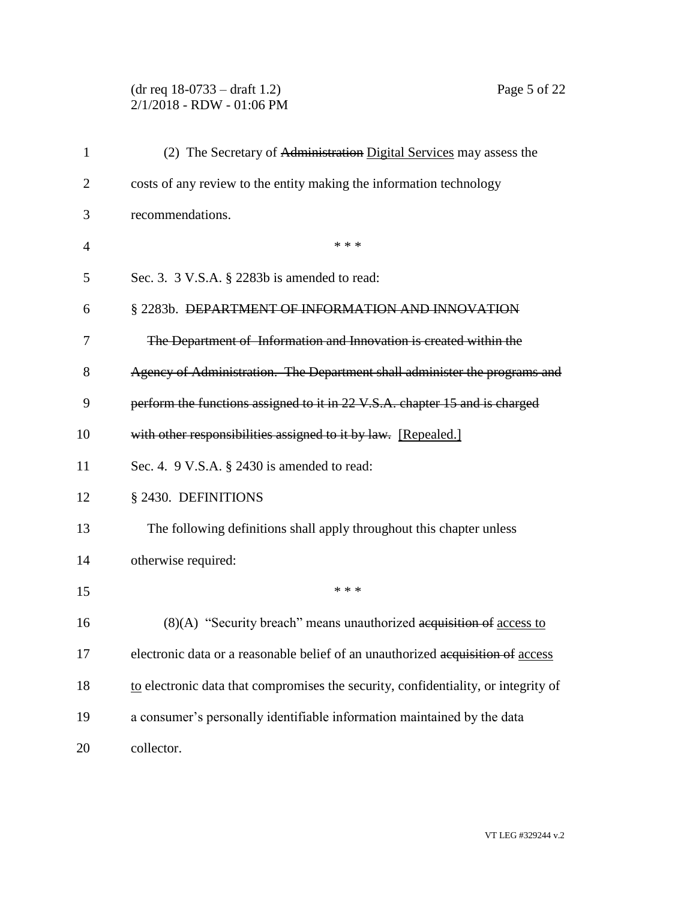(2) The Secretary of ~~Administration~~ <u>Digital Services</u> may assess the costs of any review to the entity making the information technology recommendations.

\* \* \*

Sec. 3. 3 V.S.A. § 2283b is amended to read:

§ 2283b. ~~DEPARTMENT OF INFORMATION AND INNOVATION~~

~~The Department of Information and Innovation is created within the Agency of Administration. The Department shall administer the programs and perform the functions assigned to it in 22 V.S.A. chapter 15 and is charged with other responsibilities assigned to it by law.~~ <u>[Repealed.]</u>

Sec. 4. 9 V.S.A. § 2430 is amended to read:

§ 2430. DEFINITIONS

The following definitions shall apply throughout this chapter unless otherwise required:

\* \* \*

(8)(A) "Security breach" means unauthorized ~~acquisition of~~ <u>access to</u> electronic data or a reasonable belief of an unauthorized ~~acquisition of~~ <u>access to</u> electronic data that compromises the security, confidentiality, or integrity of a consumer's personally identifiable information maintained by the data collector.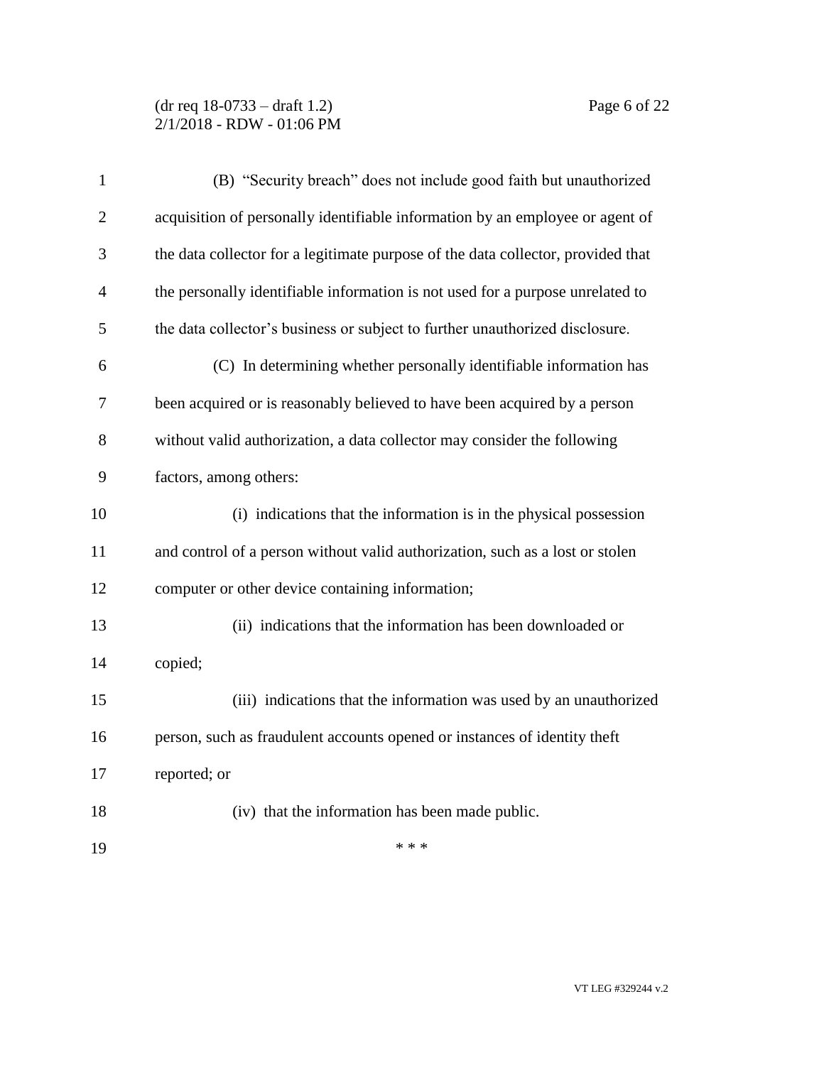(B) "Security breach" does not include good faith but unauthorized acquisition of personally identifiable information by an employee or agent of the data collector for a legitimate purpose of the data collector, provided that the personally identifiable information is not used for a purpose unrelated to the data collector's business or subject to further unauthorized disclosure.

(C) In determining whether personally identifiable information has been acquired or is reasonably believed to have been acquired by a person without valid authorization, a data collector may consider the following factors, among others:

(i) indications that the information is in the physical possession and control of a person without valid authorization, such as a lost or stolen computer or other device containing information;

(ii) indications that the information has been downloaded or copied;

(iii) indications that the information was used by an unauthorized person, such as fraudulent accounts opened or instances of identity theft reported; or

(iv) that the information has been made public.

\* \* \*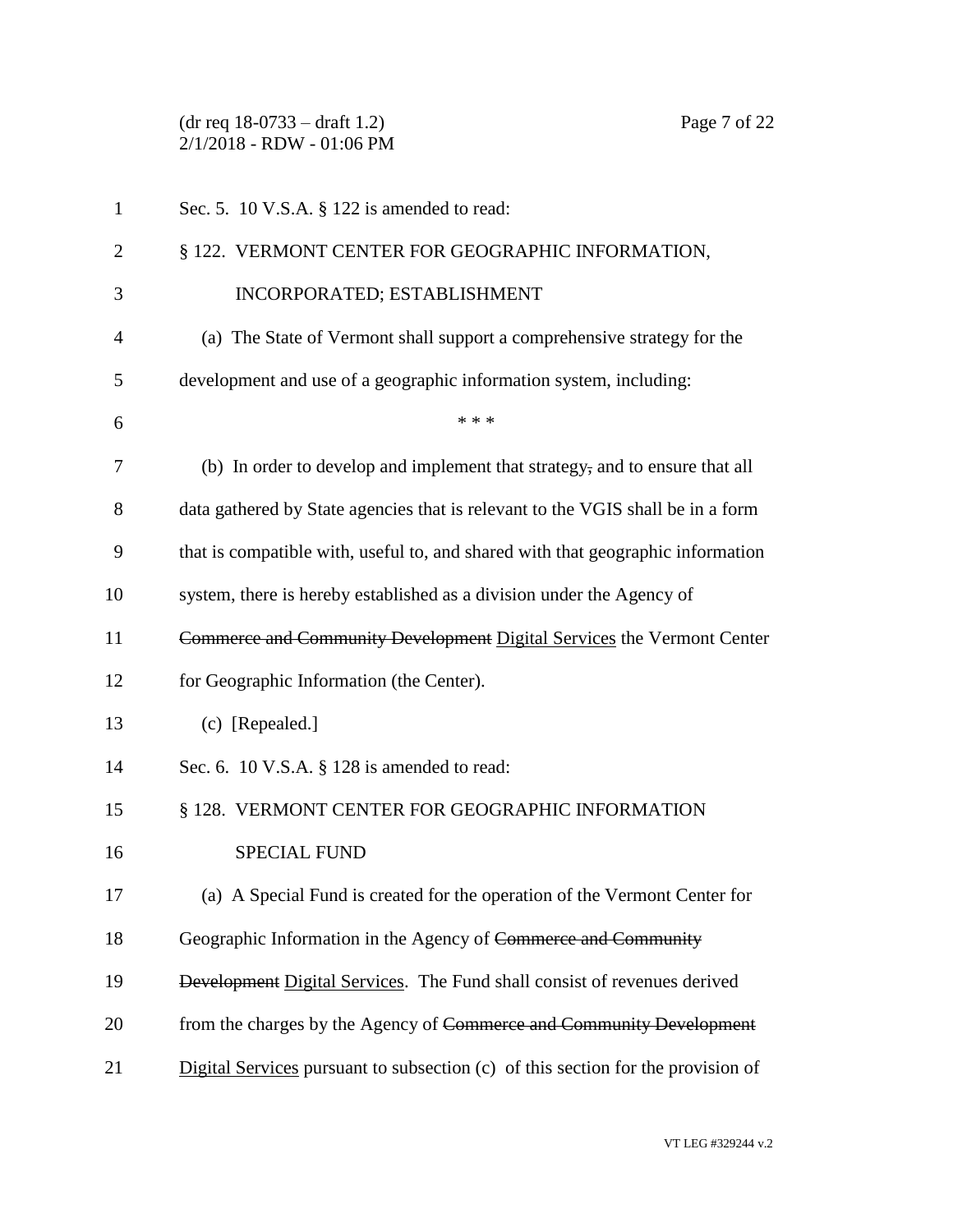Sec. 5. 10 V.S.A. § 122 is amended to read:

§ 122. VERMONT CENTER FOR GEOGRAPHIC INFORMATION, INCORPORATED; ESTABLISHMENT

(a) The State of Vermont shall support a comprehensive strategy for the development and use of a geographic information system, including:

\* \* \*

(b) In order to develop and implement that strategy~~,~~ and to ensure that all data gathered by State agencies that is relevant to the VGIS shall be in a form that is compatible with, useful to, and shared with that geographic information system, there is hereby established as a division under the Agency of ~~Commerce and Community Development~~ <u>Digital Services</u> the Vermont Center for Geographic Information (the Center).

(c) [Repealed.]

Sec. 6. 10 V.S.A. § 128 is amended to read:

§ 128. VERMONT CENTER FOR GEOGRAPHIC INFORMATION SPECIAL FUND

(a) A Special Fund is created for the operation of the Vermont Center for Geographic Information in the Agency of ~~Commerce and Community Development~~ <u>Digital Services</u>. The Fund shall consist of revenues derived from the charges by the Agency of ~~Commerce and Community Development~~ <u>Digital Services</u> pursuant to subsection (c) of this section for the provision of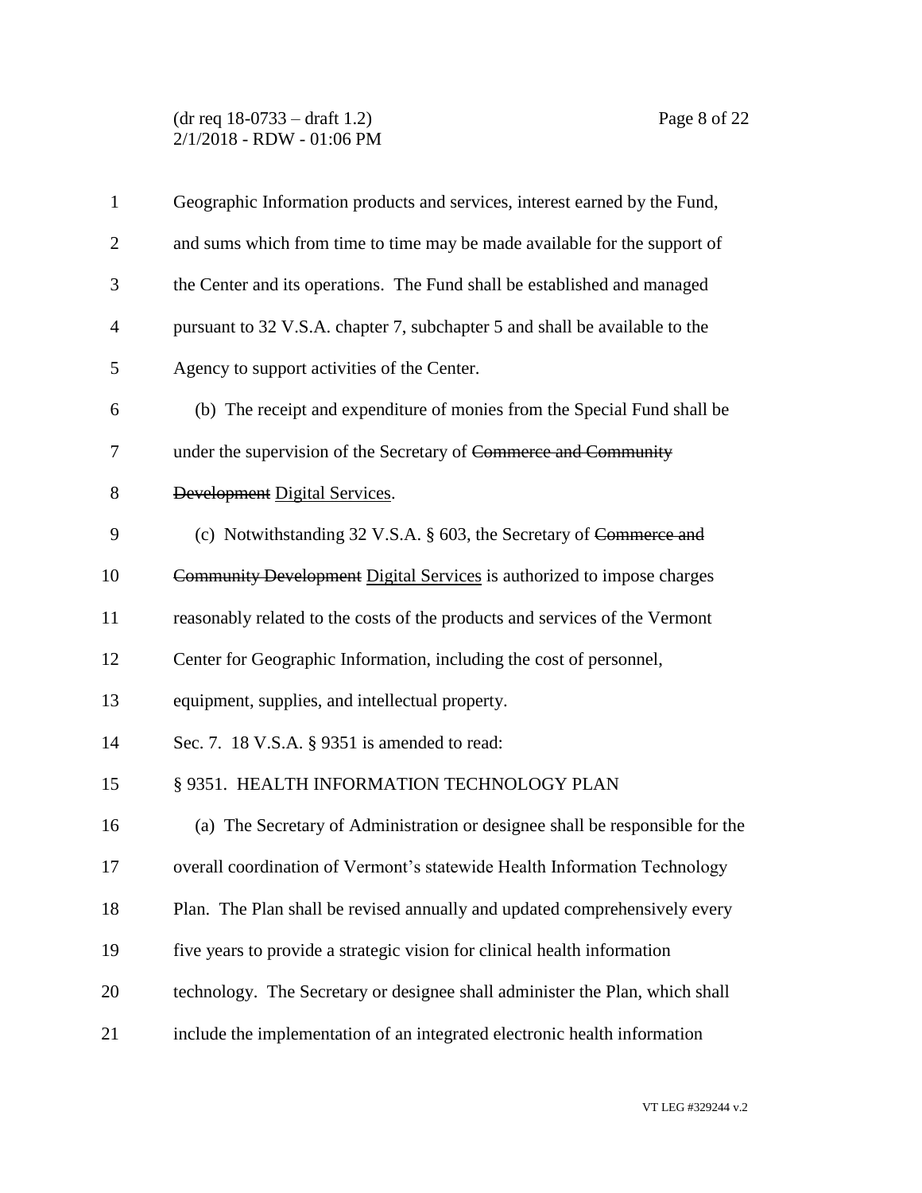Geographic Information products and services, interest earned by the Fund, and sums which from time to time may be made available for the support of the Center and its operations. The Fund shall be established and managed pursuant to 32 V.S.A. chapter 7, subchapter 5 and shall be available to the Agency to support activities of the Center.

(b) The receipt and expenditure of monies from the Special Fund shall be under the supervision of the Secretary of ~~Commerce and Community Development~~ Digital Services.

(c) Notwithstanding 32 V.S.A. § 603, the Secretary of ~~Commerce and Community Development~~ Digital Services is authorized to impose charges reasonably related to the costs of the products and services of the Vermont Center for Geographic Information, including the cost of personnel, equipment, supplies, and intellectual property.

Sec. 7. 18 V.S.A. § 9351 is amended to read:

§ 9351. HEALTH INFORMATION TECHNOLOGY PLAN

(a) The Secretary of Administration or designee shall be responsible for the overall coordination of Vermont's statewide Health Information Technology Plan. The Plan shall be revised annually and updated comprehensively every five years to provide a strategic vision for clinical health information technology. The Secretary or designee shall administer the Plan, which shall include the implementation of an integrated electronic health information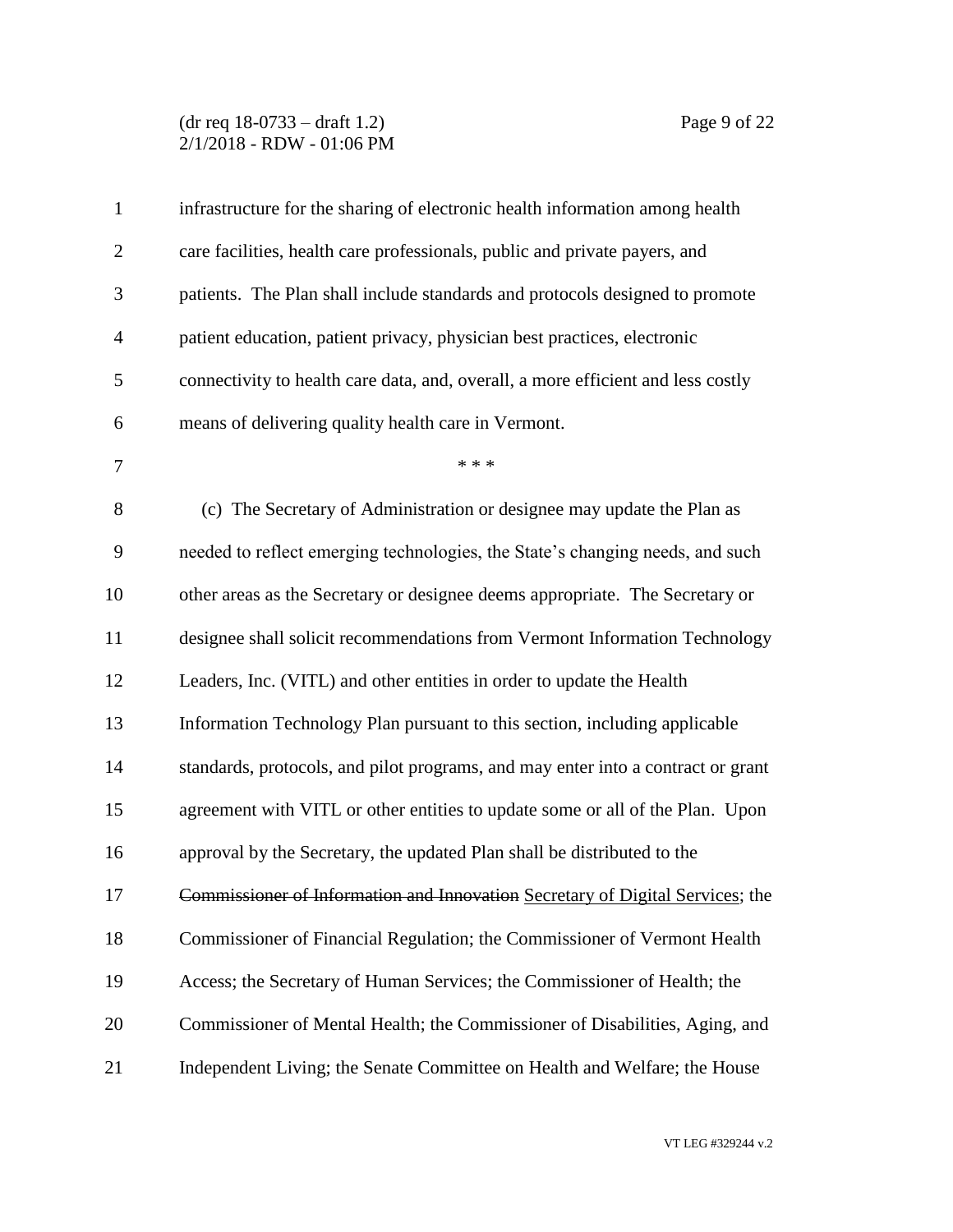infrastructure for the sharing of electronic health information among health care facilities, health care professionals, public and private payers, and patients. The Plan shall include standards and protocols designed to promote patient education, patient privacy, physician best practices, electronic connectivity to health care data, and, overall, a more efficient and less costly means of delivering quality health care in Vermont.

\* \* \*

(c) The Secretary of Administration or designee may update the Plan as needed to reflect emerging technologies, the State's changing needs, and such other areas as the Secretary or designee deems appropriate. The Secretary or designee shall solicit recommendations from Vermont Information Technology Leaders, Inc. (VITL) and other entities in order to update the Health Information Technology Plan pursuant to this section, including applicable standards, protocols, and pilot programs, and may enter into a contract or grant agreement with VITL or other entities to update some or all of the Plan. Upon approval by the Secretary, the updated Plan shall be distributed to the ~~Commissioner of Information and Innovation~~ <u>Secretary of Digital Services</u>; the Commissioner of Financial Regulation; the Commissioner of Vermont Health Access; the Secretary of Human Services; the Commissioner of Health; the Commissioner of Mental Health; the Commissioner of Disabilities, Aging, and Independent Living; the Senate Committee on Health and Welfare; the House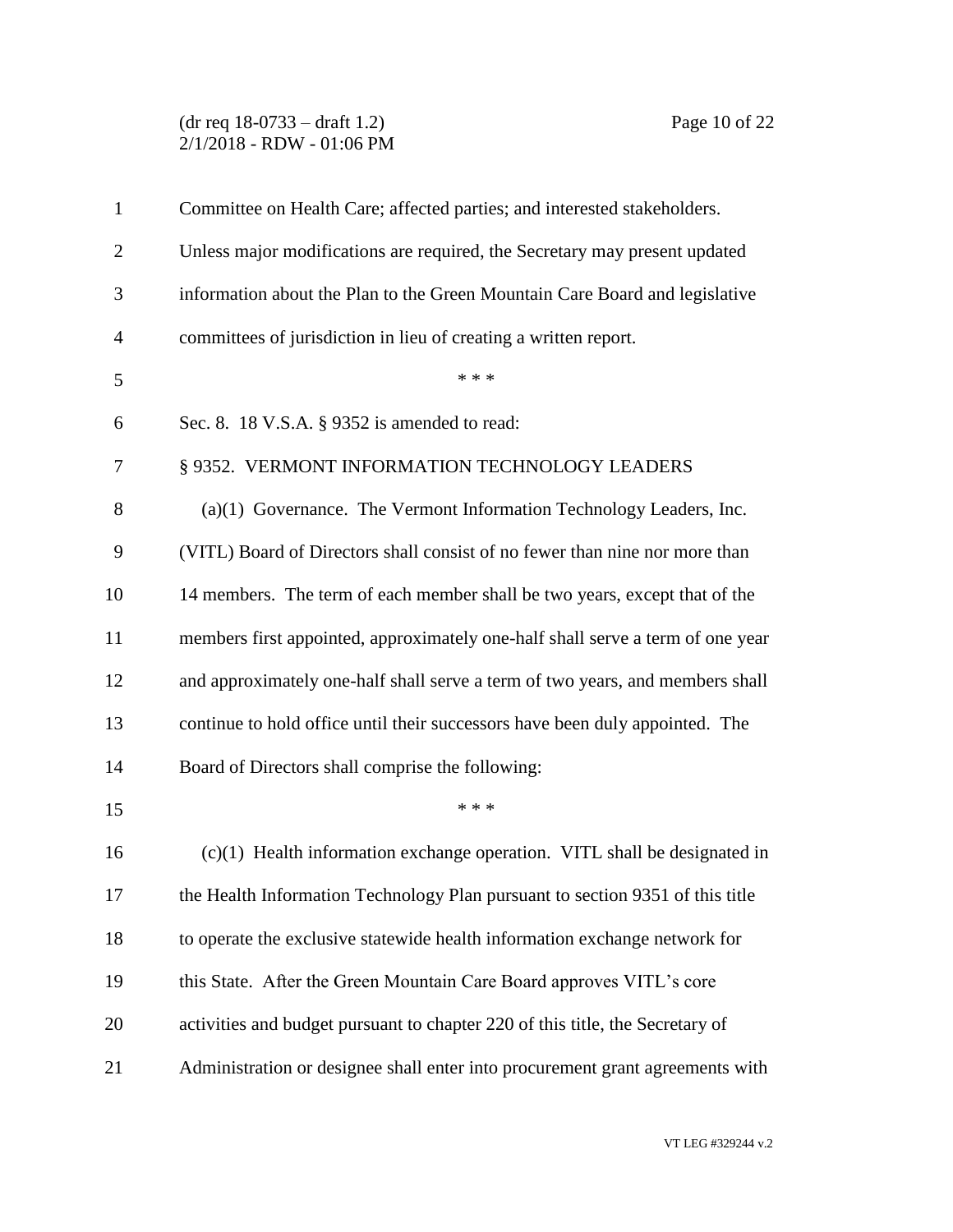Committee on Health Care; affected parties; and interested stakeholders. Unless major modifications are required, the Secretary may present updated information about the Plan to the Green Mountain Care Board and legislative committees of jurisdiction in lieu of creating a written report.

\* \* \*

Sec. 8. 18 V.S.A. § 9352 is amended to read:

§ 9352. VERMONT INFORMATION TECHNOLOGY LEADERS

(a)(1) Governance. The Vermont Information Technology Leaders, Inc. (VITL) Board of Directors shall consist of no fewer than nine nor more than 14 members. The term of each member shall be two years, except that of the members first appointed, approximately one-half shall serve a term of one year and approximately one-half shall serve a term of two years, and members shall continue to hold office until their successors have been duly appointed. The Board of Directors shall comprise the following:

\* \* \*

(c)(1) Health information exchange operation. VITL shall be designated in the Health Information Technology Plan pursuant to section 9351 of this title to operate the exclusive statewide health information exchange network for this State. After the Green Mountain Care Board approves VITL's core activities and budget pursuant to chapter 220 of this title, the Secretary of Administration or designee shall enter into procurement grant agreements with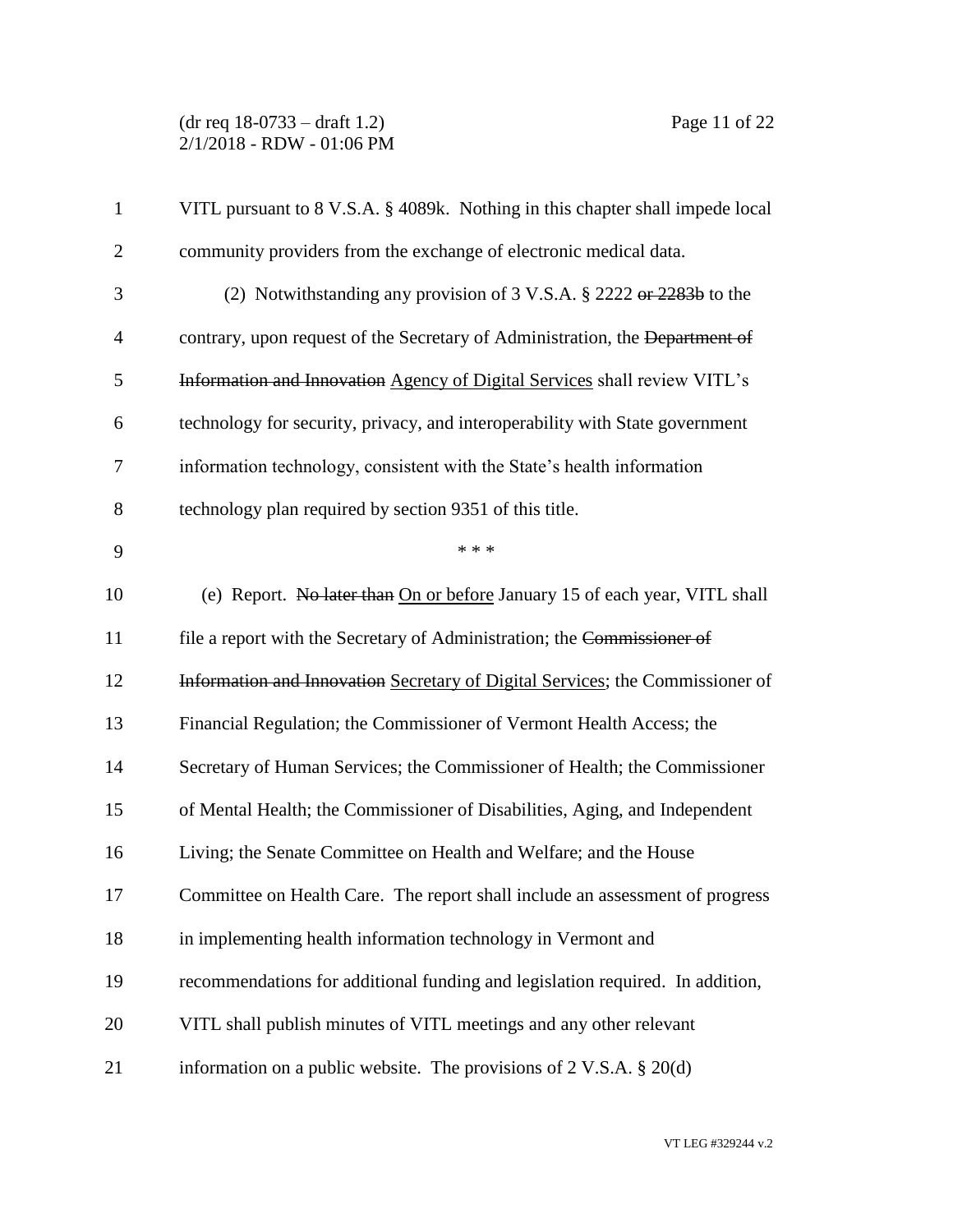VITL pursuant to 8 V.S.A. § 4089k. Nothing in this chapter shall impede local community providers from the exchange of electronic medical data.

(2) Notwithstanding any provision of 3 V.S.A. § 2222 ~~or 2283b~~ to the contrary, upon request of the Secretary of Administration, the ~~Department of Information and Innovation~~ Agency of Digital Services shall review VITL's technology for security, privacy, and interoperability with State government information technology, consistent with the State's health information technology plan required by section 9351 of this title.

\* \* \*

(e) Report. ~~No later than~~ On or before January 15 of each year, VITL shall file a report with the Secretary of Administration; the ~~Commissioner of Information and Innovation~~ Secretary of Digital Services; the Commissioner of Financial Regulation; the Commissioner of Vermont Health Access; the Secretary of Human Services; the Commissioner of Health; the Commissioner of Mental Health; the Commissioner of Disabilities, Aging, and Independent Living; the Senate Committee on Health and Welfare; and the House Committee on Health Care. The report shall include an assessment of progress in implementing health information technology in Vermont and recommendations for additional funding and legislation required. In addition, VITL shall publish minutes of VITL meetings and any other relevant information on a public website. The provisions of 2 V.S.A. § 20(d)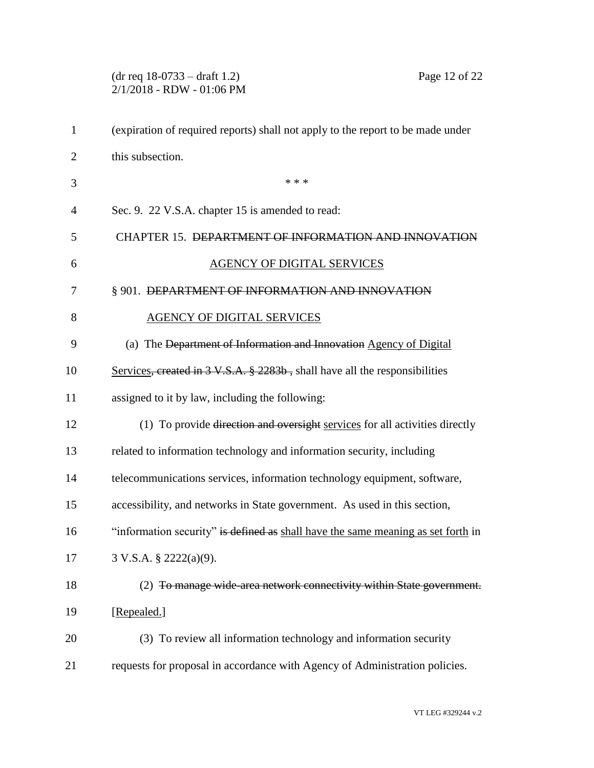(expiration of required reports) shall not apply to the report to be made under this subsection.

\* \* \*

Sec. 9. 22 V.S.A. chapter 15 is amended to read:

CHAPTER 15. ~~DEPARTMENT OF INFORMATION AND INNOVATION~~ AGENCY OF DIGITAL SERVICES

§ 901. ~~DEPARTMENT OF INFORMATION AND INNOVATION~~ AGENCY OF DIGITAL SERVICES

(a) The ~~Department of Information and Innovation~~ Agency of Digital Services~~, created in 3 V.S.A. § 2283b ,~~ shall have all the responsibilities assigned to it by law, including the following:

(1) To provide ~~direction and oversight~~ services for all activities directly related to information technology and information security, including telecommunications services, information technology equipment, software, accessibility, and networks in State government. As used in this section, "information security" ~~is defined as~~ shall have the same meaning as set forth in 3 V.S.A. § 2222(a)(9).

(2) ~~To manage wide-area network connectivity within State government.~~ [Repealed.]

(3) To review all information technology and information security requests for proposal in accordance with Agency of Administration policies.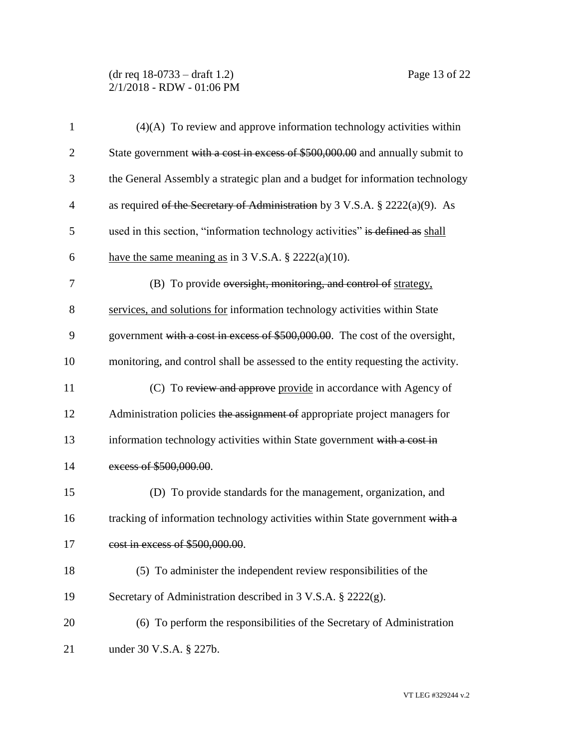(4)(A) To review and approve information technology activities within State government ~~with a cost in excess of \$500,000.00~~ and annually submit to the General Assembly a strategic plan and a budget for information technology as required ~~of the Secretary of Administration~~ by 3 V.S.A. § 2222(a)(9). As used in this section, "information technology activities" ~~is defined as~~ <u>shall have the same meaning as</u> in 3 V.S.A. § 2222(a)(10).

(B) To provide ~~oversight, monitoring, and control of~~ <u>strategy, services, and solutions for</u> information technology activities within State government ~~with a cost in excess of \$500,000.00~~. The cost of the oversight, monitoring, and control shall be assessed to the entity requesting the activity.

(C) To ~~review and approve~~ <u>provide</u> in accordance with Agency of Administration policies ~~the assignment of~~ appropriate project managers for information technology activities within State government ~~with a cost in excess of \$500,000.00~~.

(D) To provide standards for the management, organization, and tracking of information technology activities within State government ~~with a cost in excess of \$500,000.00~~.

(5) To administer the independent review responsibilities of the Secretary of Administration described in 3 V.S.A. § 2222(g).

(6) To perform the responsibilities of the Secretary of Administration under 30 V.S.A. § 227b.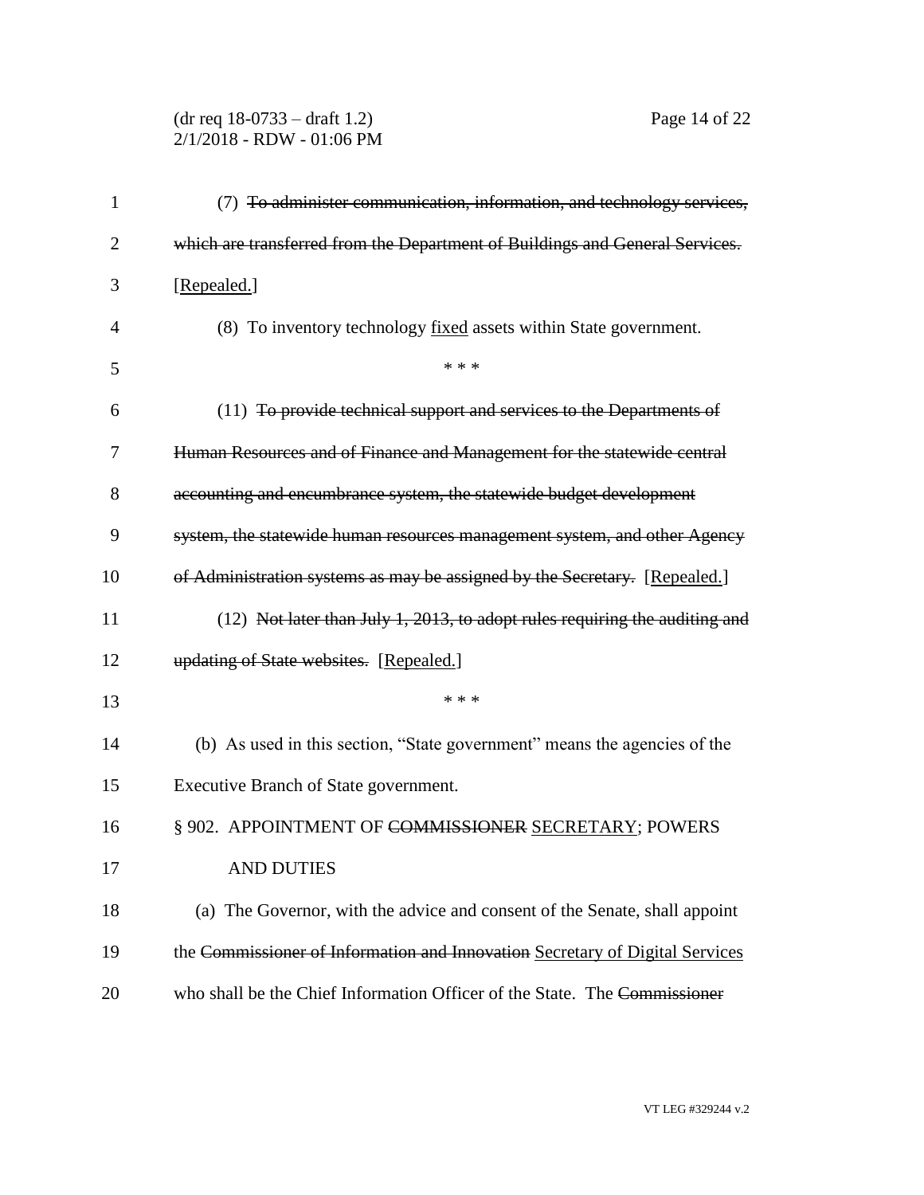(7) ~~To administer communication, information, and technology services, which are transferred from the Department of Buildings and General Services.~~ [Repealed.]

(8) To inventory technology fixed assets within State government.

\* \* \*

(11) ~~To provide technical support and services to the Departments of Human Resources and of Finance and Management for the statewide central accounting and encumbrance system, the statewide budget development system, the statewide human resources management system, and other Agency of Administration systems as may be assigned by the Secretary.~~ [Repealed.]

(12) ~~Not later than July 1, 2013, to adopt rules requiring the auditing and updating of State websites.~~ [Repealed.]

\* \* \*

(b) As used in this section, "State government" means the agencies of the Executive Branch of State government.

§ 902. APPOINTMENT OF ~~COMMISSIONER~~ SECRETARY; POWERS AND DUTIES

(a) The Governor, with the advice and consent of the Senate, shall appoint the ~~Commissioner of Information and Innovation~~ Secretary of Digital Services who shall be the Chief Information Officer of the State. The ~~Commissioner~~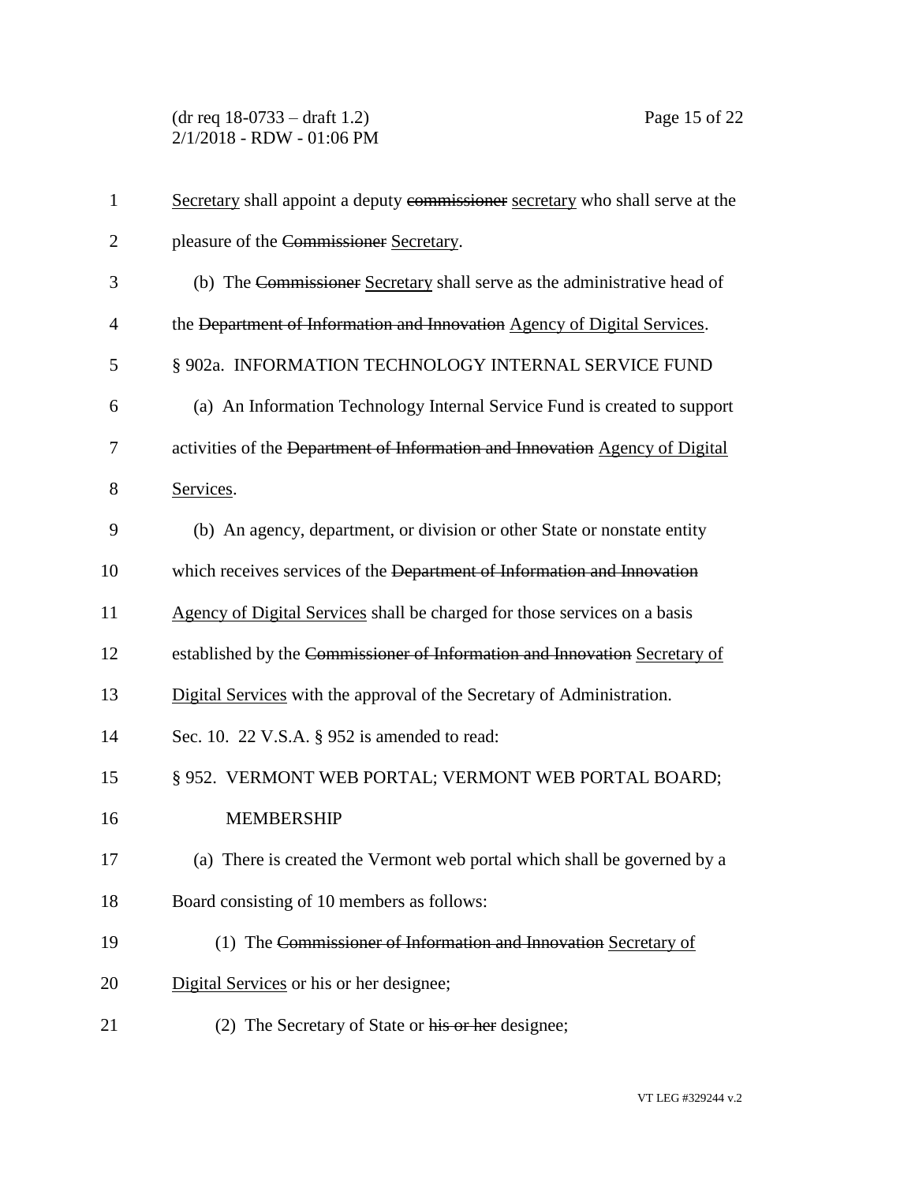Secretary shall appoint a deputy ~~commissioner~~ secretary who shall serve at the pleasure of the ~~Commissioner~~ Secretary.

(b) The ~~Commissioner~~ Secretary shall serve as the administrative head of the ~~Department of Information and Innovation~~ Agency of Digital Services.

§ 902a. INFORMATION TECHNOLOGY INTERNAL SERVICE FUND

(a) An Information Technology Internal Service Fund is created to support activities of the ~~Department of Information and Innovation~~ Agency of Digital Services.

(b) An agency, department, or division or other State or nonstate entity which receives services of the ~~Department of Information and Innovation~~ Agency of Digital Services shall be charged for those services on a basis established by the ~~Commissioner of Information and Innovation~~ Secretary of Digital Services with the approval of the Secretary of Administration.

Sec. 10. 22 V.S.A. § 952 is amended to read:

§ 952. VERMONT WEB PORTAL; VERMONT WEB PORTAL BOARD; MEMBERSHIP

(a) There is created the Vermont web portal which shall be governed by a Board consisting of 10 members as follows:

(1) The ~~Commissioner of Information and Innovation~~ Secretary of Digital Services or his or her designee;

(2) The Secretary of State or ~~his or her~~ designee;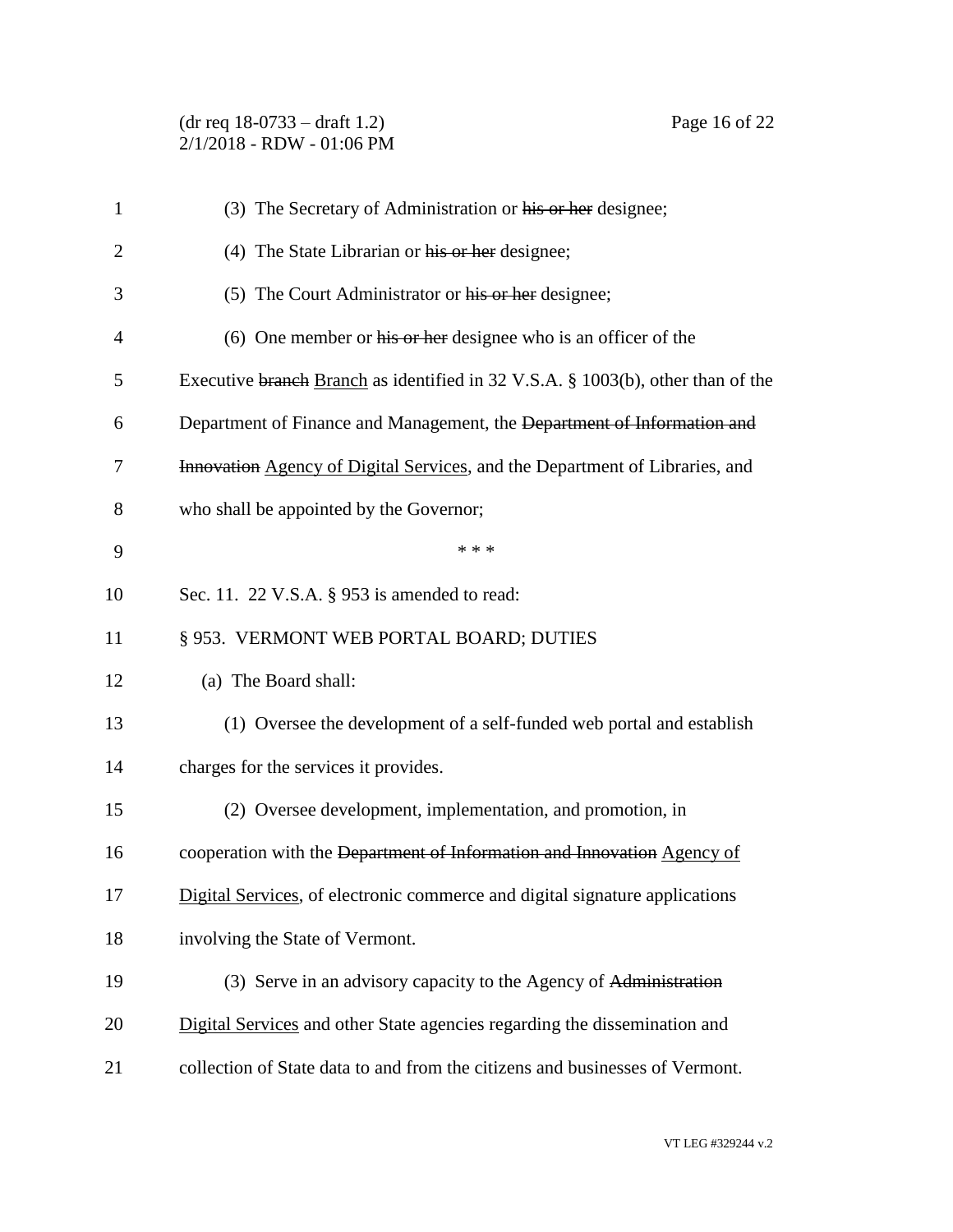(3) The Secretary of Administration or ~~his or her~~ designee;

(4) The State Librarian or ~~his or her~~ designee;

(5) The Court Administrator or ~~his or her~~ designee;

(6) One member or ~~his or her~~ designee who is an officer of the Executive ~~branch~~ <u>Branch</u> as identified in 32 V.S.A. § 1003(b), other than of the Department of Finance and Management, the ~~Department of Information and Innovation~~ <u>Agency of Digital Services</u>, and the Department of Libraries, and who shall be appointed by the Governor;

\* \* \*

Sec. 11. 22 V.S.A. § 953 is amended to read:

§ 953. VERMONT WEB PORTAL BOARD; DUTIES

(a) The Board shall:

(1) Oversee the development of a self-funded web portal and establish charges for the services it provides.

(2) Oversee development, implementation, and promotion, in cooperation with the ~~Department of Information and Innovation~~ <u>Agency of Digital Services</u>, of electronic commerce and digital signature applications involving the State of Vermont.

(3) Serve in an advisory capacity to the Agency of ~~Administration~~ <u>Digital Services</u> and other State agencies regarding the dissemination and collection of State data to and from the citizens and businesses of Vermont.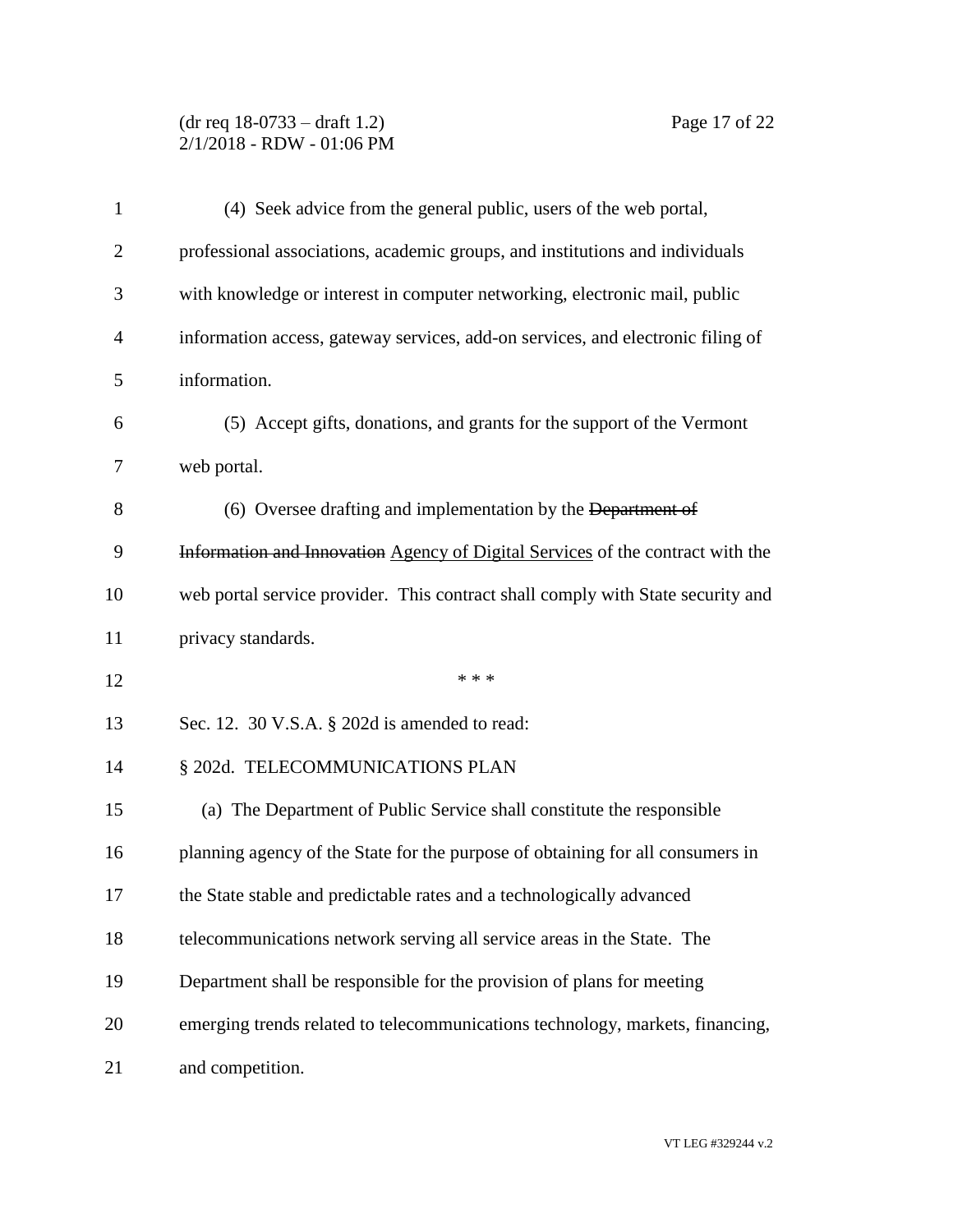(4) Seek advice from the general public, users of the web portal, professional associations, academic groups, and institutions and individuals with knowledge or interest in computer networking, electronic mail, public information access, gateway services, add-on services, and electronic filing of information.

(5) Accept gifts, donations, and grants for the support of the Vermont web portal.

(6) Oversee drafting and implementation by the ~~Department of Information and Innovation~~ <u>Agency of Digital Services</u> of the contract with the web portal service provider. This contract shall comply with State security and privacy standards.

\* \* \*

Sec. 12. 30 V.S.A. § 202d is amended to read:

§ 202d. TELECOMMUNICATIONS PLAN

(a) The Department of Public Service shall constitute the responsible planning agency of the State for the purpose of obtaining for all consumers in the State stable and predictable rates and a technologically advanced telecommunications network serving all service areas in the State. The Department shall be responsible for the provision of plans for meeting emerging trends related to telecommunications technology, markets, financing, and competition.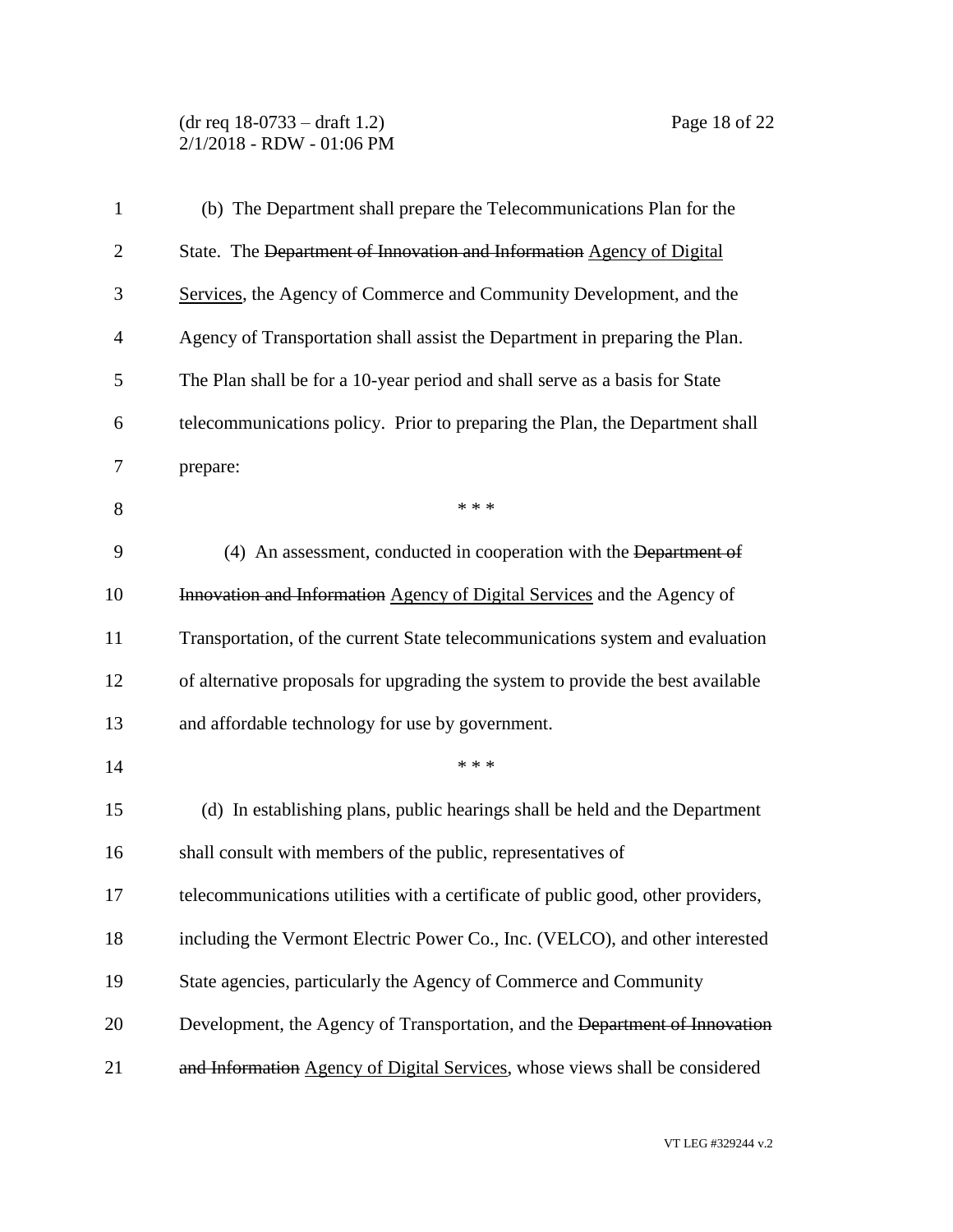(b) The Department shall prepare the Telecommunications Plan for the State. The ~~Department of Innovation and Information~~ <u>Agency of Digital Services</u>, the Agency of Commerce and Community Development, and the Agency of Transportation shall assist the Department in preparing the Plan. The Plan shall be for a 10-year period and shall serve as a basis for State telecommunications policy. Prior to preparing the Plan, the Department shall prepare:

\* \* \*

(4) An assessment, conducted in cooperation with the ~~Department of Innovation and Information~~ <u>Agency of Digital Services</u> and the Agency of Transportation, of the current State telecommunications system and evaluation of alternative proposals for upgrading the system to provide the best available and affordable technology for use by government.

\* \* \*

(d) In establishing plans, public hearings shall be held and the Department shall consult with members of the public, representatives of telecommunications utilities with a certificate of public good, other providers, including the Vermont Electric Power Co., Inc. (VELCO), and other interested State agencies, particularly the Agency of Commerce and Community Development, the Agency of Transportation, and the ~~Department of Innovation and Information~~ <u>Agency of Digital Services</u>, whose views shall be considered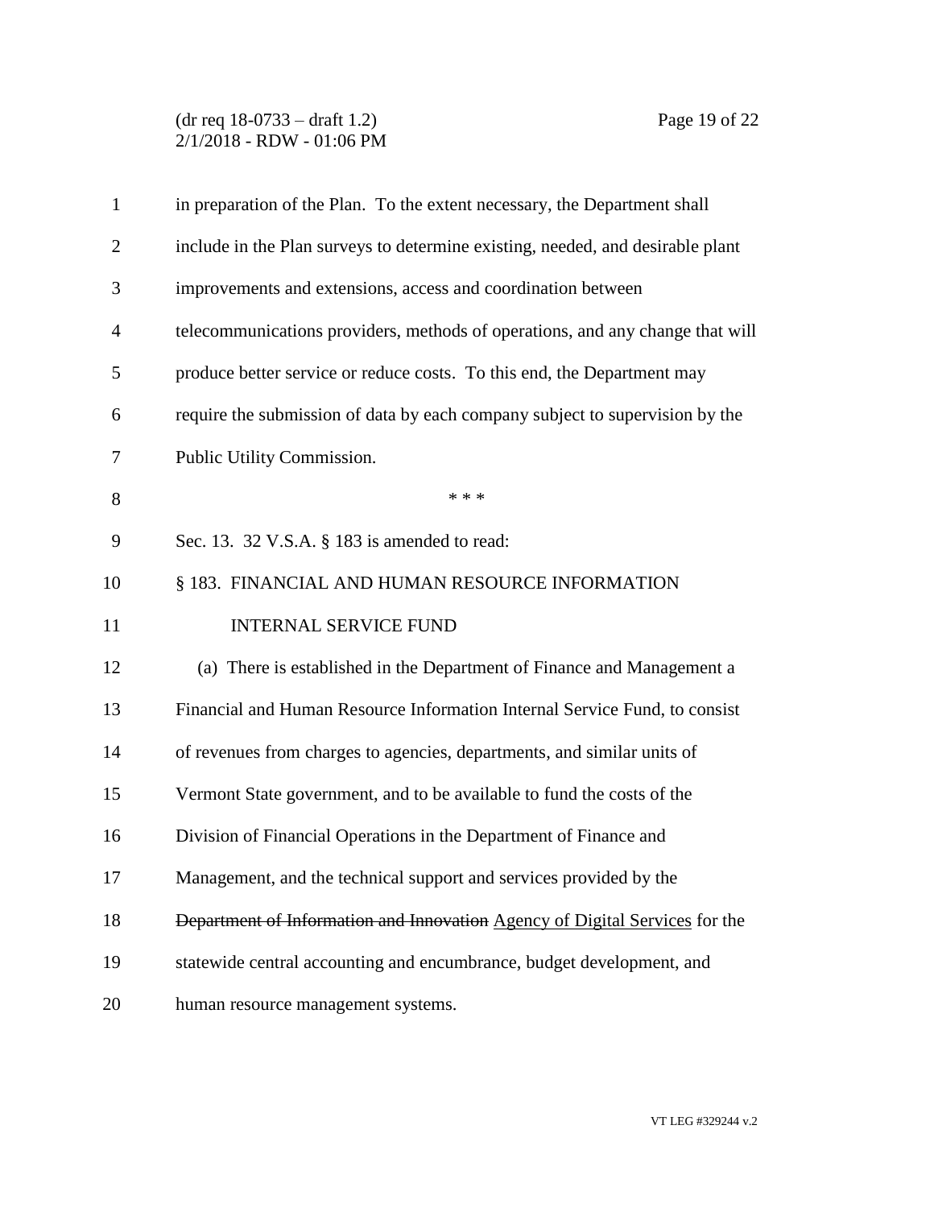in preparation of the Plan. To the extent necessary, the Department shall include in the Plan surveys to determine existing, needed, and desirable plant improvements and extensions, access and coordination between telecommunications providers, methods of operations, and any change that will produce better service or reduce costs. To this end, the Department may require the submission of data by each company subject to supervision by the Public Utility Commission.

\* \* \*

Sec. 13. 32 V.S.A. § 183 is amended to read:

§ 183. FINANCIAL AND HUMAN RESOURCE INFORMATION INTERNAL SERVICE FUND

(a) There is established in the Department of Finance and Management a Financial and Human Resource Information Internal Service Fund, to consist of revenues from charges to agencies, departments, and similar units of Vermont State government, and to be available to fund the costs of the Division of Financial Operations in the Department of Finance and Management, and the technical support and services provided by the ~~Department of Information and Innovation~~ <u>Agency of Digital Services</u> for the statewide central accounting and encumbrance, budget development, and human resource management systems.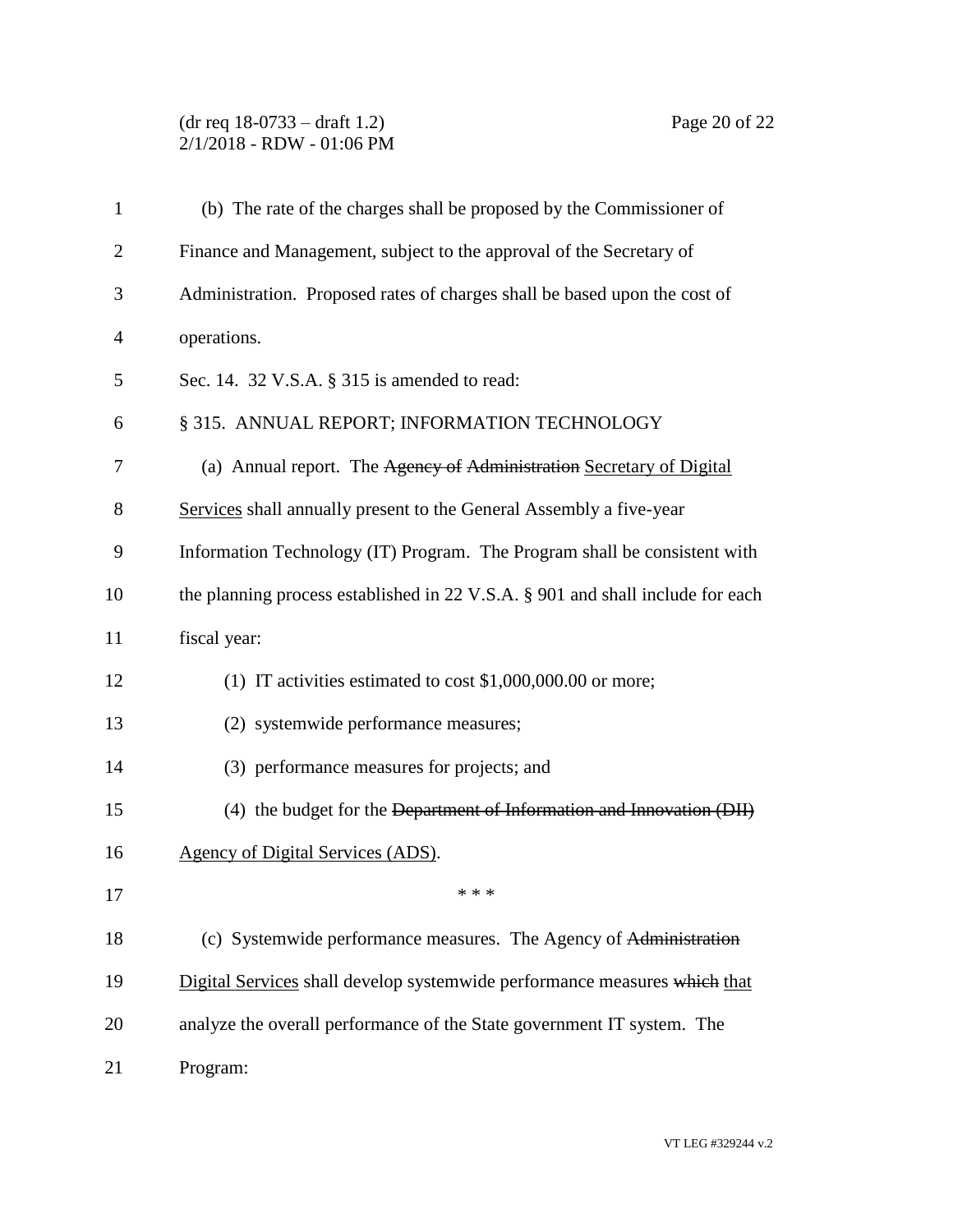(b) The rate of the charges shall be proposed by the Commissioner of Finance and Management, subject to the approval of the Secretary of Administration. Proposed rates of charges shall be based upon the cost of operations.

Sec. 14. 32 V.S.A. § 315 is amended to read:

§ 315. ANNUAL REPORT; INFORMATION TECHNOLOGY

(a) Annual report. The ~~Agency of Administration~~ Secretary of Digital Services shall annually present to the General Assembly a five-year Information Technology (IT) Program. The Program shall be consistent with the planning process established in 22 V.S.A. § 901 and shall include for each fiscal year:

(1) IT activities estimated to cost $1,000,000.00 or more;

(2) systemwide performance measures;

(3) performance measures for projects; and

(4) the budget for the ~~Department of Information and Innovation (DII)~~ Agency of Digital Services (ADS).

* * *

(c) Systemwide performance measures. The Agency of ~~Administration~~ Digital Services shall develop systemwide performance measures ~~which~~ that analyze the overall performance of the State government IT system. The Program: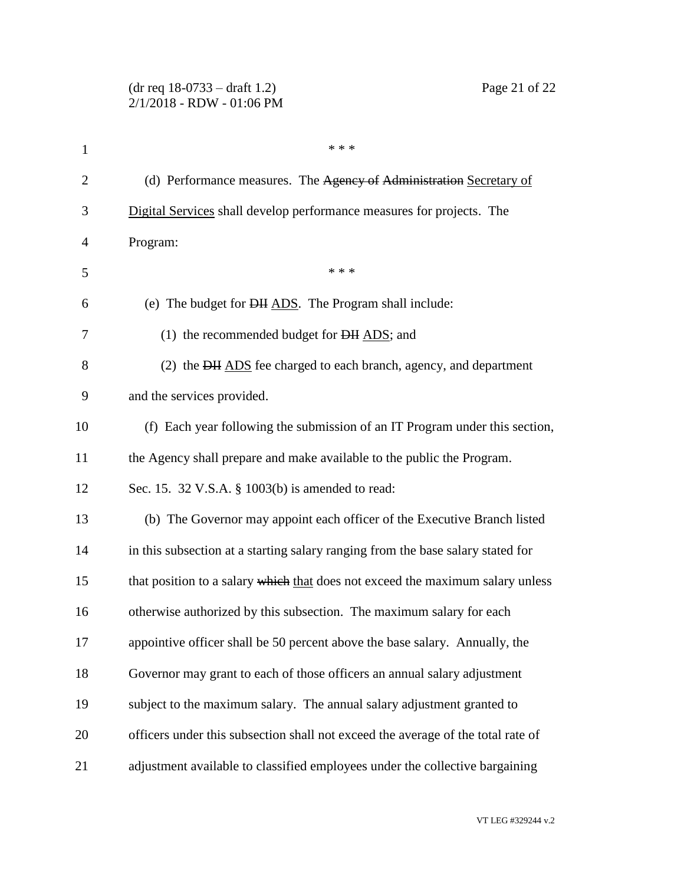\* \* \*

(d) Performance measures. The ~~Agency of Administration~~ Secretary of Digital Services shall develop performance measures for projects. The Program:

\* \* \*

(e) The budget for ~~DII~~ ADS. The Program shall include:

(1) the recommended budget for ~~DII~~ ADS; and

(2) the ~~DII~~ ADS fee charged to each branch, agency, and department and the services provided.

(f) Each year following the submission of an IT Program under this section, the Agency shall prepare and make available to the public the Program.

Sec. 15. 32 V.S.A. § 1003(b) is amended to read:

(b) The Governor may appoint each officer of the Executive Branch listed in this subsection at a starting salary ranging from the base salary stated for that position to a salary ~~which~~ that does not exceed the maximum salary unless otherwise authorized by this subsection. The maximum salary for each appointive officer shall be 50 percent above the base salary. Annually, the Governor may grant to each of those officers an annual salary adjustment subject to the maximum salary. The annual salary adjustment granted to officers under this subsection shall not exceed the average of the total rate of adjustment available to classified employees under the collective bargaining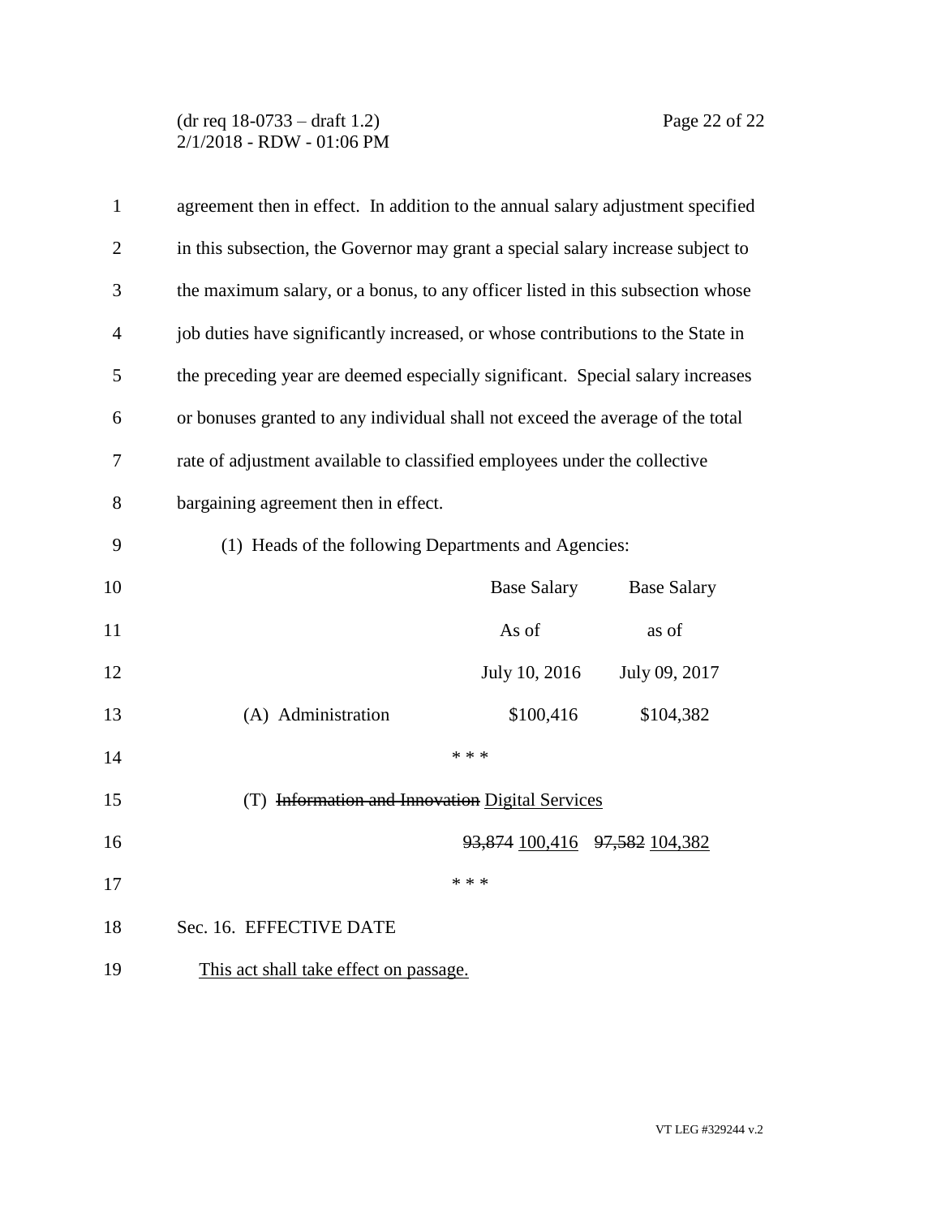agreement then in effect. In addition to the annual salary adjustment specified in this subsection, the Governor may grant a special salary increase subject to the maximum salary, or a bonus, to any officer listed in this subsection whose job duties have significantly increased, or whose contributions to the State in the preceding year are deemed especially significant. Special salary increases or bonuses granted to any individual shall not exceed the average of the total rate of adjustment available to classified employees under the collective bargaining agreement then in effect.

(1) Heads of the following Departments and Agencies:

| | Base Salary As of July 10, 2016 | Base Salary as of July 09, 2017 |
|---|---|---|
| (A) Administration | $100,416 | $104,382 |
| * * * | | |
| (T) ~~Information and Innovation~~ Digital Services | ~~93,874~~ 100,416 | ~~97,582~~ 104,382 |
| * * * | | |

Sec. 16. EFFECTIVE DATE

This act shall take effect on passage.